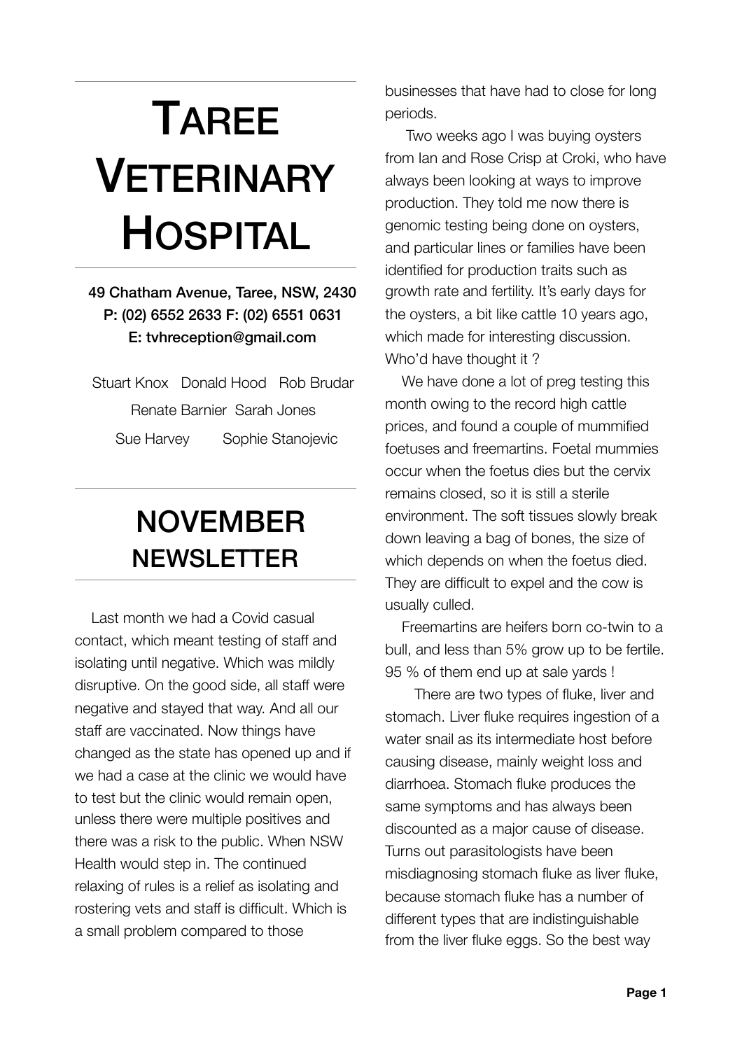# Taree Veterinary Hospital

49 Chatham Avenue, Taree, NSW, 2430
P: (02) 6552 2633 F: (02) 6551 0631
E: tvhreception@gmail.com

Stuart Knox Donald Hood Rob Brudar
Renate Barnier Sarah Jones
Sue Harvey Sophie Stanojevic

## NOVEMBER NEWSLETTER

Last month we had a Covid casual contact, which meant testing of staff and isolating until negative. Which was mildly disruptive. On the good side, all staff were negative and stayed that way. And all our staff are vaccinated. Now things have changed as the state has opened up and if we had a case at the clinic we would have to test but the clinic would remain open, unless there were multiple positives and there was a risk to the public. When NSW Health would step in. The continued relaxing of rules is a relief as isolating and rostering vets and staff is difficult. Which is a small problem compared to those businesses that have had to close for long periods.

Two weeks ago I was buying oysters from Ian and Rose Crisp at Croki, who have always been looking at ways to improve production. They told me now there is genomic testing being done on oysters, and particular lines or families have been identified for production traits such as growth rate and fertility. It's early days for the oysters, a bit like cattle 10 years ago, which made for interesting discussion. Who'd have thought it ?

We have done a lot of preg testing this month owing to the record high cattle prices, and found a couple of mummified foetuses and freemartins. Foetal mummies occur when the foetus dies but the cervix remains closed, so it is still a sterile environment. The soft tissues slowly break down leaving a bag of bones, the size of which depends on when the foetus died. They are difficult to expel and the cow is usually culled.

Freemartins are heifers born co-twin to a bull, and less than 5% grow up to be fertile. 95 % of them end up at sale yards !

There are two types of fluke, liver and stomach. Liver fluke requires ingestion of a water snail as its intermediate host before causing disease, mainly weight loss and diarrhoea. Stomach fluke produces the same symptoms and has always been discounted as a major cause of disease. Turns out parasitologists have been misdiagnosing stomach fluke as liver fluke, because stomach fluke has a number of different types that are indistinguishable from the liver fluke eggs. So the best way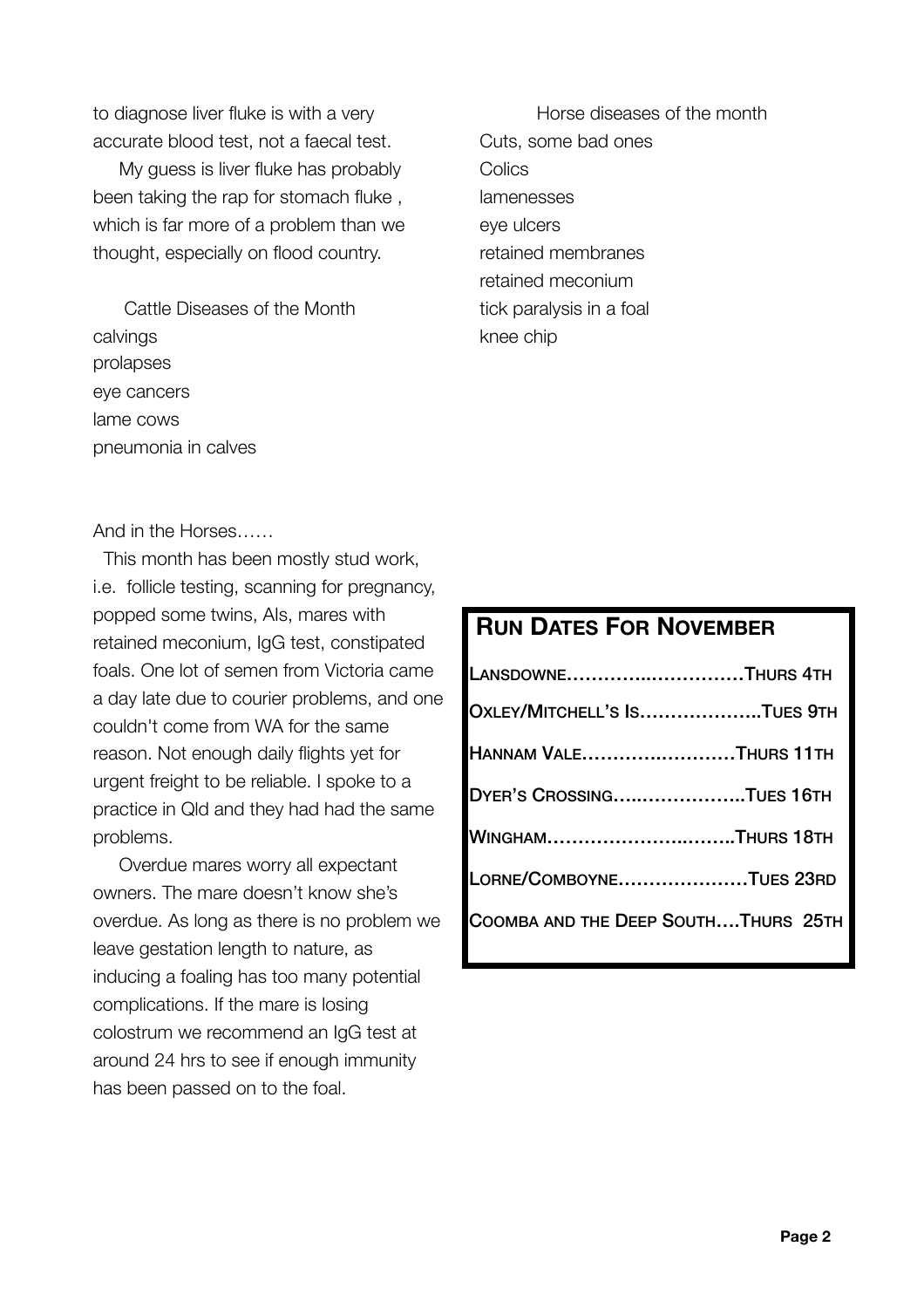to diagnose liver fluke is with a very accurate blood test, not a faecal test.

My guess is liver fluke has probably been taking the rap for stomach fluke , which is far more of a problem than we thought, especially on flood country.

Cattle Diseases of the Month

calvings
prolapses
eye cancers
lame cows
pneumonia in calves

And in the Horses……

This month has been mostly stud work, i.e. follicle testing, scanning for pregnancy, popped some twins, AIs, mares with retained meconium, IgG test, constipated foals. One lot of semen from Victoria came a day late due to courier problems, and one couldn't come from WA for the same reason. Not enough daily flights yet for urgent freight to be reliable. I spoke to a practice in Qld and they had had the same problems.

Overdue mares worry all expectant owners. The mare doesn't know she's overdue. As long as there is no problem we leave gestation length to nature, as inducing a foaling has too many potential complications. If the mare is losing colostrum we recommend an IgG test at around 24 hrs to see if enough immunity has been passed on to the foal.

Horse diseases of the month

Cuts, some bad ones
Colics
lamenesses
eye ulcers
retained membranes
retained meconium
tick paralysis in a foal
knee chip

## Run Dates For November

| | |
|---|---|
| Lansdowne | Thurs 4th |
| Oxley/Mitchell's Is | Tues 9th |
| Hannam Vale | Thurs 11th |
| Dyer's Crossing | Tues 16th |
| Wingham | Thurs 18th |
| Lorne/Comboyne | Tues 23rd |
| Coomba and the Deep South | Thurs 25th |